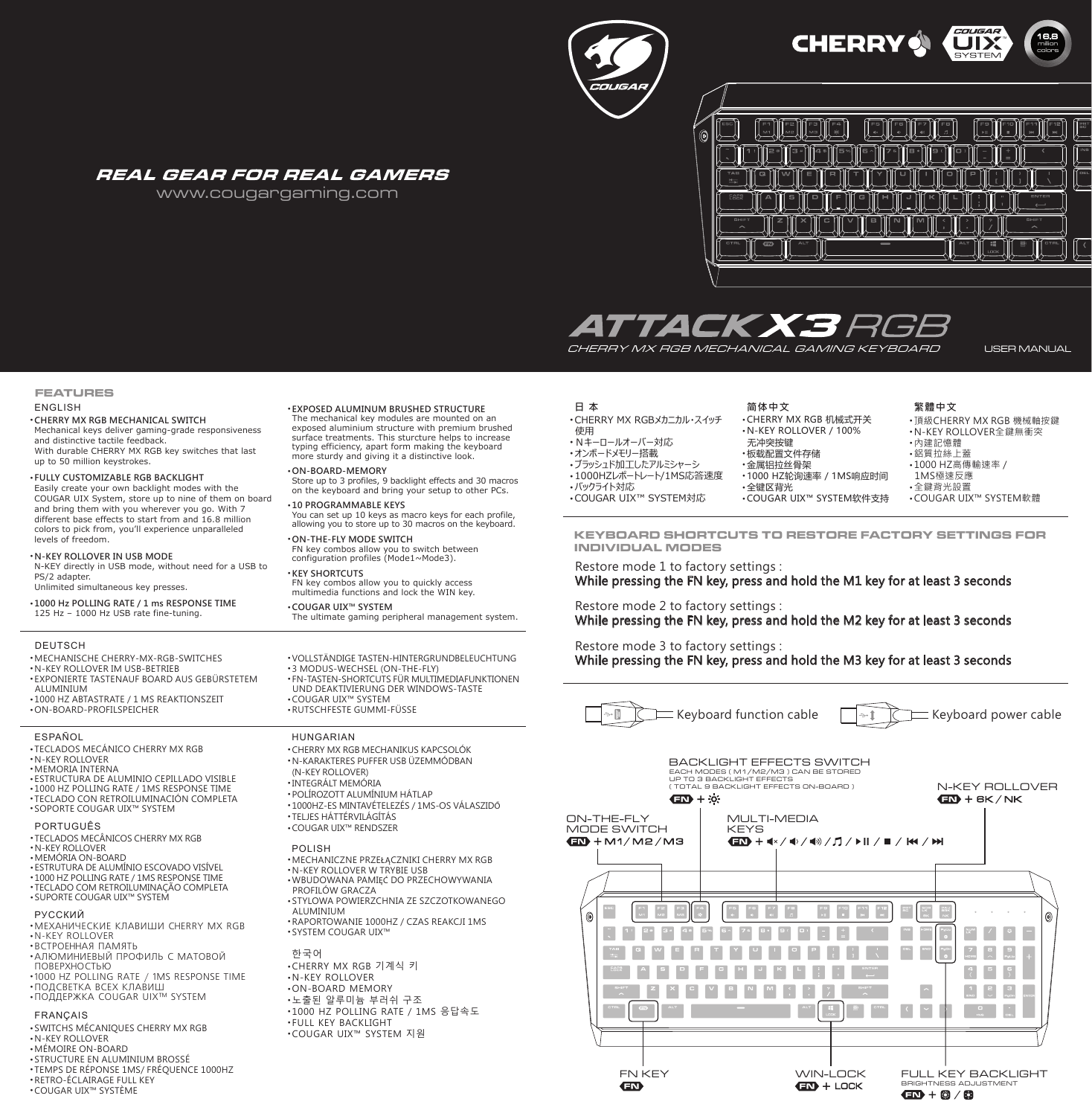CHERRY · COUGAR UIX SYSTEM · 16.8 million colors

***REAL GEAR FOR REAL GAMERS***

www.cougargaming.com

# ATTACK X3 RGB

CHERRY MX RGB MECHANICAL GAMING KEYBOARD

USER MANUAL

## FEATURES

### ENGLISH

- **CHERRY MX RGB MECHANICAL SWITCH**
  Mechanical keys deliver gaming-grade responsiveness and distinctive tactile feedback.
  With durable CHERRY MX RGB key switches that last up to 50 million keystrokes.
- **FULLY CUSTOMIZABLE RGB BACKLIGHT**
  Easily create your own backlight modes with the COUGAR UIX System, store up to nine of them on board and bring them with you wherever you go. With 7 different base effects to start from and 16.8 million colors to pick from, you'll experience unparalleled levels of freedom.
- **N-KEY ROLLOVER IN USB MODE**
  N-KEY directly in USB mode, without need for a USB to PS/2 adapter.
  Unlimited simultaneous key presses.
- **1000 Hz POLLING RATE / 1 ms RESPONSE TIME**
  125 Hz – 1000 Hz USB rate fine-tuning.
- **EXPOSED ALUMINUM BRUSHED STRUCTURE**
  The mechanical key modules are mounted on an exposed aluminium structure with premium brushed surface treatments. This sturcture helps to increase typing efficiency, apart form making the keyboard more sturdy and giving it a distinctive look.
- **ON-BOARD-MEMORY**
  Store up to 3 profiles, 9 backlight effects and 30 macros on the keyboard and bring your setup to other PCs.
- **10 PROGRAMMABLE KEYS**
  You can set up 10 keys as macro keys for each profile, allowing you to store up to 30 macros on the keyboard.
- **ON-THE-FLY MODE SWITCH**
  FN key combos allow you to switch between configuration profiles (Mode1~Mode3).
- **KEY SHORTCUTS**
  FN key combos allow you to quickly access multimedia functions and lock the WIN key.
- **COUGAR UIX™ SYSTEM**
  The ultimate gaming peripheral management system.

### DEUTSCH

- MECHANISCHE CHERRY-MX-RGB-SWITCHES
- N-KEY ROLLOVER IM USB-BETRIEB
- EXPONIERTE TASTENAUF BOARD AUS GEBÜRSTETEM ALUMINIUM
- 1000 HZ ABTASTRATE / 1 MS REAKTIONSZEIT
- ON-BOARD-PROFILSPEICHER
- VOLLSTÄNDIGE TASTEN-HINTERGRUNDBELEUCHTUNG
- 3 MODUS-WECHSEL (ON-THE-FLY)
- FN-TASTEN-SHORTCUTS FÜR MULTIMEDIAFUNKTIONEN UND DEAKTIVIERUNG DER WINDOWS-TASTE
- COUGAR UIX™ SYSTEM
- RUTSCHFESTE GUMMI-FÜSSE

### ESPAÑOL

- TECLADOS MECÁNICO CHERRY MX RGB
- N-KEY ROLLOVER
- MEMORIA INTERNA
- ESTRUCTURA DE ALUMINIO CEPILLADO VISIBLE
- 1000 HZ POLLING RATE / 1MS RESPONSE TIME
- TECLADO CON RETROILUMINACIÓN COMPLETA
- SOPORTE COUGAR UIX™ SYSTEM

### PORTUGUÊS

- TECLADOS MECÂNICOS CHERRY MX RGB
- N-KEY ROLLOVER
- MEMÓRIA ON-BOARD
- ESTRUTURA DE ALUMÍNIO ESCOVADO VISÍVEL
- 1000 HZ POLLING RATE / 1MS RESPONSE TIME
- TECLADO COM RETROILUMINAÇÃO COMPLETA
- SUPORTE COUGAR UIX™ SYSTEM

### РУССКИЙ

- МЕХАНИЧЕСКИЕ КЛАВИШИ CHERRY MX RGB
- N-KEY ROLLOVER
- ВСТРОЕННАЯ ПАМЯТЬ
- АЛЮМИНИЕВЫЙ ПРОФИЛЬ С МАТОВОЙ ПОВЕРХНОСТЬЮ
- 1000 HZ POLLING RATE / 1MS RESPONSE TIME
- ПОДСВЕТКА ВСЕХ КЛАВИШ
- ПОДДЕРЖКА COUGAR UIX™ SYSTEM

### FRANÇAIS

- SWITCHS MÉCANIQUES CHERRY MX RGB
- N-KEY ROLLOVER
- MÉMOIRE ON-BOARD
- STRUCTURE EN ALUMINIUM BROSSÉ
- TEMPS DE RÉPONSE 1MS/ FRÉQUENCE 1000HZ
- RETRO-ÉCLAIRAGE FULL KEY
- COUGAR UIX™ SYSTÈME

### HUNGARIAN

- CHERRY MX RGB MECHANIKUS KAPCSOLÓK
- N-KARAKTERES PUFFER USB ÜZEMMÓDBAN (N-KEY ROLLOVER)
- INTEGRÁLT MEMÓRIA
- POLÍROZOTT ALUMÍNIUM HÁTLAP
- 1000HZ-ES MINTAVÉTELEZÉS / 1MS-OS VÁLASZIDŐ
- TELJES HÁTTÉRVILÁGÍTÁS
- COUGAR UIX™ RENDSZER

### POLISH

- MECHANICZNE PRZEŁĄCZNIKI CHERRY MX RGB
- N-KEY ROLLOVER W TRYBIE USB
- WBUDOWANA PAMIĘĆ DO PRZECHOWYWANIA PROFILÓW GRACZA
- STYLOWA POWIERZCHNIA ZE SZCZOTKOWANEGO ALUMINIUM
- RAPORTOWANIE 1000HZ / CZAS REAKCJI 1MS
- SYSTEM COUGAR UIX™

### 한국어

- CHERRY MX RGB 기계식 키
- N-KEY ROLLOVER
- ON-BOARD MEMORY
- 노출된 알루미늄 부러쉬 구조
- 1000 HZ POLLING RATE / 1MS 응답속도
- FULL KEY BACKLIGHT
- COUGAR UIX™ SYSTEM 지원

### 日 本

- CHERRY MX RGBメカニカル・スイッチ使用
- Ｎキーロールオーバー対応
- オンボードメモリー搭載
- ブラッシュド加工したアルミシャーシ
- 1000HZレポートレート/1MS応答速度
- バックライト対応
- COUGAR UIX™ SYSTEM対応

### 简体中文

- CHERRY MX RGB 机械式开关
- N-KEY ROLLOVER / 100% 无冲突按键
- 板载配置文件存储
- 金属铝拉丝骨架
- 1000 HZ轮询速率 / 1MS响应时间
- 全键区背光
- COUGAR UIX™ SYSTEM软件支持

### 繁體中文

- 頂級CHERRY MX RGB 機械軸按鍵
- N-KEY ROLLOVER全鍵無衝突
- 內建記憶體
- 鋁質拉絲上蓋
- 1000 HZ高傳輸速率 / 1MS極速反應
- 全鍵背光設置
- COUGAR UIX™ SYSTEM軟體

## KEYBOARD SHORTCUTS TO RESTORE FACTORY SETTINGS FOR INDIVIDUAL MODES

Restore mode 1 to factory settings :
**While pressing the FN key, press and hold the M1 key for at least 3 seconds**

Restore mode 2 to factory settings :
**While pressing the FN key, press and hold the M2 key for at least 3 seconds**

Restore mode 3 to factory settings :
**While pressing the FN key, press and hold the M3 key for at least 3 seconds**

Keyboard function cable

Keyboard power cable

**BACKLIGHT EFFECTS SWITCH**
EACH MODES ( M1/M2/M3 ) CAN BE STORED UP TO 3 BACKLIGHT EFFECTS ( TOTAL 9 BACKLIGHT EFFECTS ON-BOARD )
FN + ☼

**N-KEY ROLLOVER**
FN + 6K / NK

**ON-THE-FLY MODE SWITCH**
FN + M1 / M2 / M3

**MULTI-MEDIA KEYS**
FN + 🔇 / 🔉 / 🔊 / ♫ / ►II / ■ / ⏮ / ⏭

**FN KEY**
FN

**WIN-LOCK**
FN + LOCK

**FULL KEY BACKLIGHT**
BRIGHTNESS ADJUSTMENT
FN + ▢ / ▢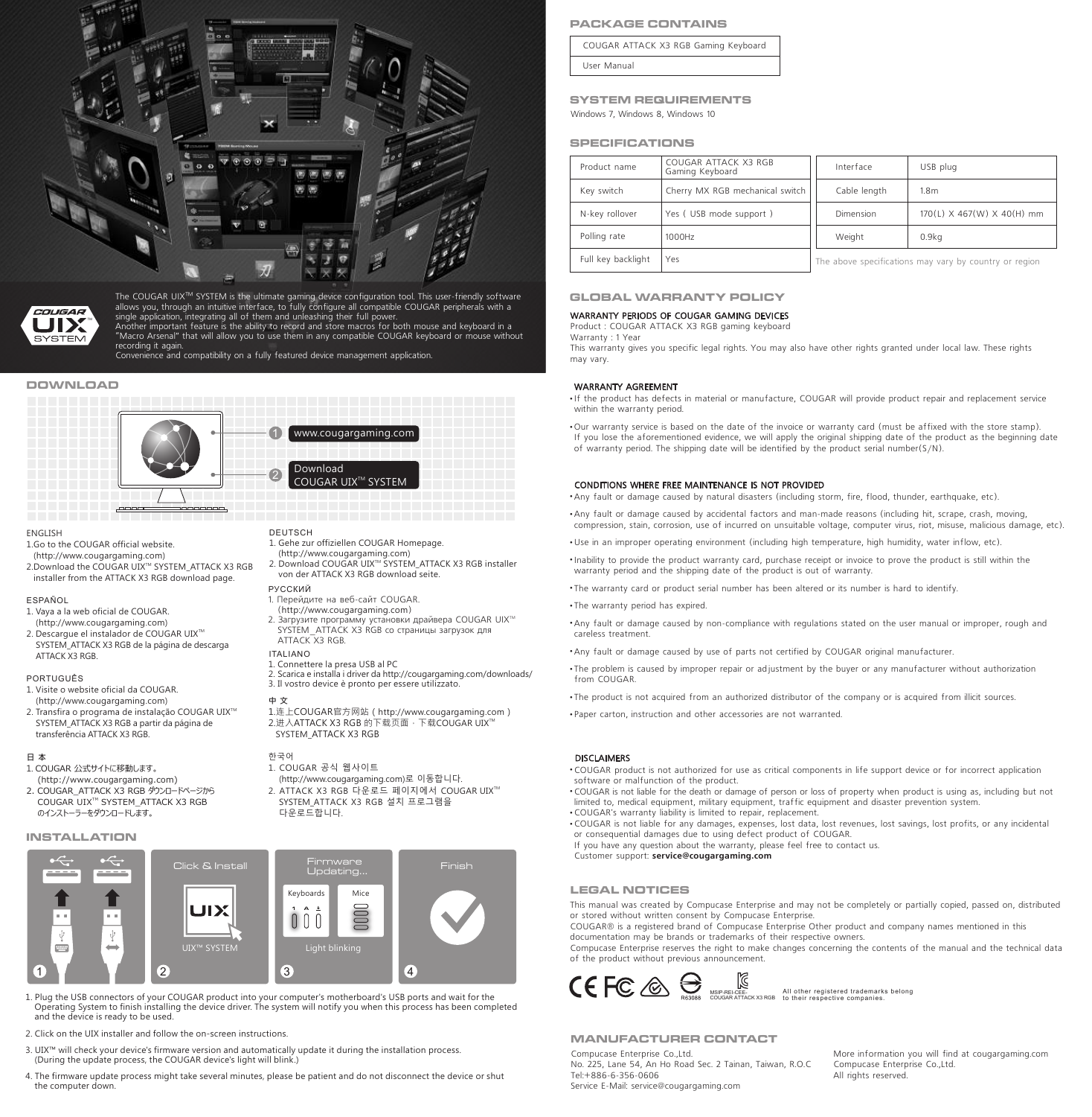The COUGAR UIX™ SYSTEM is the ultimate gaming device configuration tool. This user-friendly software allows you, through an intuitive interface, to fully configure all compatible COUGAR peripherals with a single application, integrating all of them and unleashing their full power.
Another important feature is the ability to record and store macros for both mouse and keyboard in a "Macro Arsenal" that will allow you to use them in any compatible COUGAR keyboard or mouse without recording it again.
Convenience and compatibility on a fully featured device management application.

## DOWNLOAD

1 www.cougargaming.com

2 Download COUGAR UIX™ SYSTEM

ENGLISH
1.Go to the COUGAR official website.
(http://www.cougargaming.com)
2.Download the COUGAR UIX™ SYSTEM_ATTACK X3 RGB installer from the ATTACK X3 RGB download page.

ESPAÑOL
1. Vaya a la web oficial de COUGAR.
(http://www.cougargaming.com)
2. Descargue el instalador de COUGAR UIX™ SYSTEM_ATTACK X3 RGB de la página de descarga ATTACK X3 RGB.

PORTUGUÊS
1. Visite o website oficial da COUGAR.
(http://www.cougargaming.com)
2. Transfira o programa de instalação COUGAR UIX™ SYSTEM_ATTACK X3 RGB a partir da página de transferência ATTACK X3 RGB.

日 本
1. COUGAR 公式サイトに移動します。
(http://www.cougargaming.com)
2. COUGAR_ATTACK X3 RGB ダウンロードページから COUGAR UIX™ SYSTEM_ATTACK X3 RGB のインストーラーをダウンロードします。

DEUTSCH
1. Gehe zur offiziellen COUGAR Homepage.
(http://www.cougargaming.com)
2. Download COUGAR UIX™ SYSTEM_ATTACK X3 RGB installer von der ATTACK X3 RGB download seite.

РУССКИЙ
1. Перейдите на веб-сайт COUGAR.
(http://www.cougargaming.com)
2. Загрузите программу установки драйвера COUGAR UIX™ SYSTEM_ATTACK X3 RGB со страницы загрузок для ATTACK X3 RGB.

ITALIANO
1. Connettere la presa USB al PC
2. Scarica e installa i driver da http://cougargaming.com/downloads/
3. Il vostro device è pronto per essere utilizzato.

中 文
1.连上COUGAR官方网站（http://www.cougargaming.com）
2.进入ATTACK X3 RGB 的下载页面，下载COUGAR UIX™ SYSTEM_ATTACK X3 RGB

한국어
1. COUGAR 공식 웹사이트 (http://www.cougargaming.com)로 이동합니다.
2. ATTACK X3 RGB 다운로드 페이지에서 COUGAR UIX™ SYSTEM_ATTACK X3 RGB 설치 프로그램을 다운로드합니다.

## INSTALLATION

1

2 Click & Install — UIX™ SYSTEM

3 Firmware Updating... — Keyboards / Mice — Light blinking

4 Finish

1. Plug the USB connectors of your COUGAR product into your computer's motherboard's USB ports and wait for the Operating System to finish installing the device driver. The system will notify you when this process has been completed and the device is ready to be used.
2. Click on the UIX installer and follow the on-screen instructions.
3. UIX™ will check your device's firmware version and automatically update it during the installation process. (During the update process, the COUGAR device's light will blink.)
4. The firmware update process might take several minutes, please be patient and do not disconnect the device or shut the computer down.

## PACKAGE CONTAINS

| |
|---|
| COUGAR ATTACK X3 RGB Gaming Keyboard |
| User Manual |

## SYSTEM REQUIREMENTS

Windows 7, Windows 8, Windows 10

## SPECIFICATIONS

| | | | |
|---|---|---|---|
| Product name | COUGAR ATTACK X3 RGB Gaming Keyboard | Interface | USB plug |
| Key switch | Cherry MX RGB mechanical switch | Cable length | 1.8m |
| N-key rollover | Yes ( USB mode support ) | Dimension | 170(L) X 467(W) X 40(H) mm |
| Polling rate | 1000Hz | Weight | 0.9kg |
| Full key backlight | Yes | | |

The above specifications may vary by country or region

## GLOBAL WARRANTY POLICY

### WARRANTY PERIODS OF COUGAR GAMING DEVICES

Product : COUGAR ATTACK X3 RGB gaming keyboard
Warranty : 1 Year
This warranty gives you specific legal rights. You may also have other rights granted under local law. These rights may vary.

### WARRANTY AGREEMENT

- If the product has defects in material or manufacture, COUGAR will provide product repair and replacement service within the warranty period.
- Our warranty service is based on the date of the invoice or warranty card (must be affixed with the store stamp). If you lose the aforementioned evidence, we will apply the original shipping date of the product as the beginning date of warranty period. The shipping date will be identified by the product serial number(S/N).

### CONDITIONS WHERE FREE MAINTENANCE IS NOT PROVIDED

- Any fault or damage caused by natural disasters (including storm, fire, flood, thunder, earthquake, etc).
- Any fault or damage caused by accidental factors and man-made reasons (including hit, scrape, crash, moving, compression, stain, corrosion, use of incurred on unsuitable voltage, computer virus, riot, misuse, malicious damage, etc).
- Use in an improper operating environment (including high temperature, high humidity, water inflow, etc).
- Inability to provide the product warranty card, purchase receipt or invoice to prove the product is still within the warranty period and the shipping date of the product is out of warranty.
- The warranty card or product serial number has been altered or its number is hard to identify.
- The warranty period has expired.
- Any fault or damage caused by non-compliance with regulations stated on the user manual or improper, rough and careless treatment.
- Any fault or damage caused by use of parts not certified by COUGAR original manufacturer.
- The problem is caused by improper repair or adjustment by the buyer or any manufacturer without authorization from COUGAR.
- The product is not acquired from an authorized distributor of the company or is acquired from illicit sources.
- Paper carton, instruction and other accessories are not warranted.

### DISCLAIMERS

- COUGAR product is not authorized for use as critical components in life support device or for incorrect application software or malfunction of the product.
- COUGAR is not liable for the death or damage of person or loss of property when product is using as, including but not limited to, medical equipment, military equipment, traffic equipment and disaster prevention system.
- COUGAR's warranty liability is limited to repair, replacement.
- COUGAR is not liable for any damages, expenses, lost data, lost revenues, lost savings, lost profits, or any incidental or consequential damages due to using defect product of COUGAR.
  If you have any question about the warranty, please feel free to contact us.
  Customer support: **service@cougargaming.com**

## LEGAL NOTICES

This manual was created by Compucase Enterprise and may not be completely or partially copied, passed on, distributed or stored without written consent by Compucase Enterprise.
COUGAR® is a registered brand of Compucase Enterprise Other product and company names mentioned in this documentation may be brands or trademarks of their respective owners.
Compucase Enterprise reserves the right to make changes concerning the contents of the manual and the technical data of the product without previous announcement.

R63088 MSIP-REI-CEE-COUGAR ATTACK X3 RGB

All other registered trademarks belong to their respective companies.

## MANUFACTURER CONTACT

Compucase Enterprise Co.,Ltd.
No. 225, Lane 54, An Ho Road Sec. 2 Tainan, Taiwan, R.O.C
Tel:+886-6-356-0606
Service E-Mail: service@cougargaming.com

More information you will find at cougargaming.com
Compucase Enterprise Co.,Ltd.
All rights reserved.